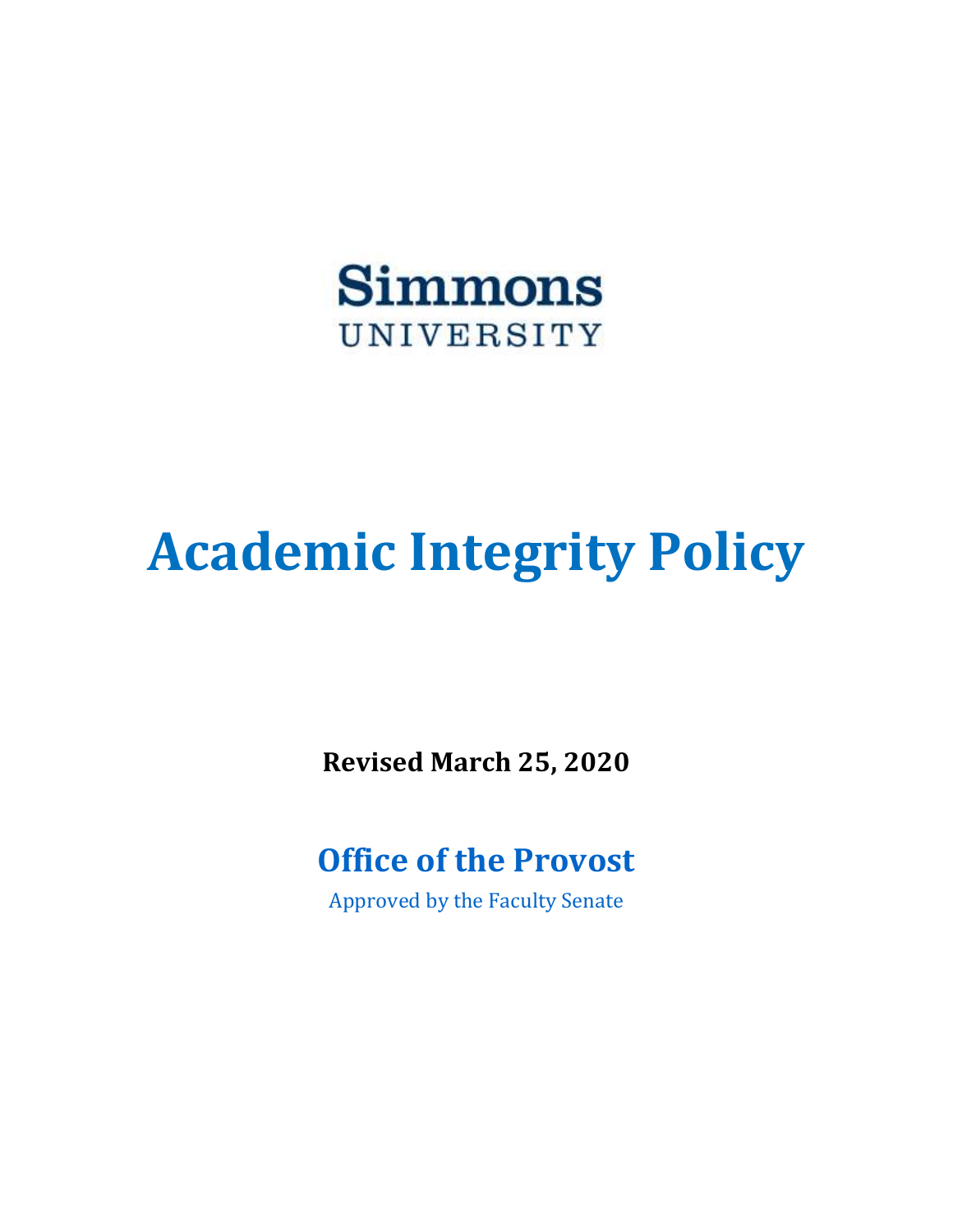Simmons
UNIVERSITY

# Academic Integrity Policy

**Revised March 25, 2020**

## Office of the Provost

Approved by the Faculty Senate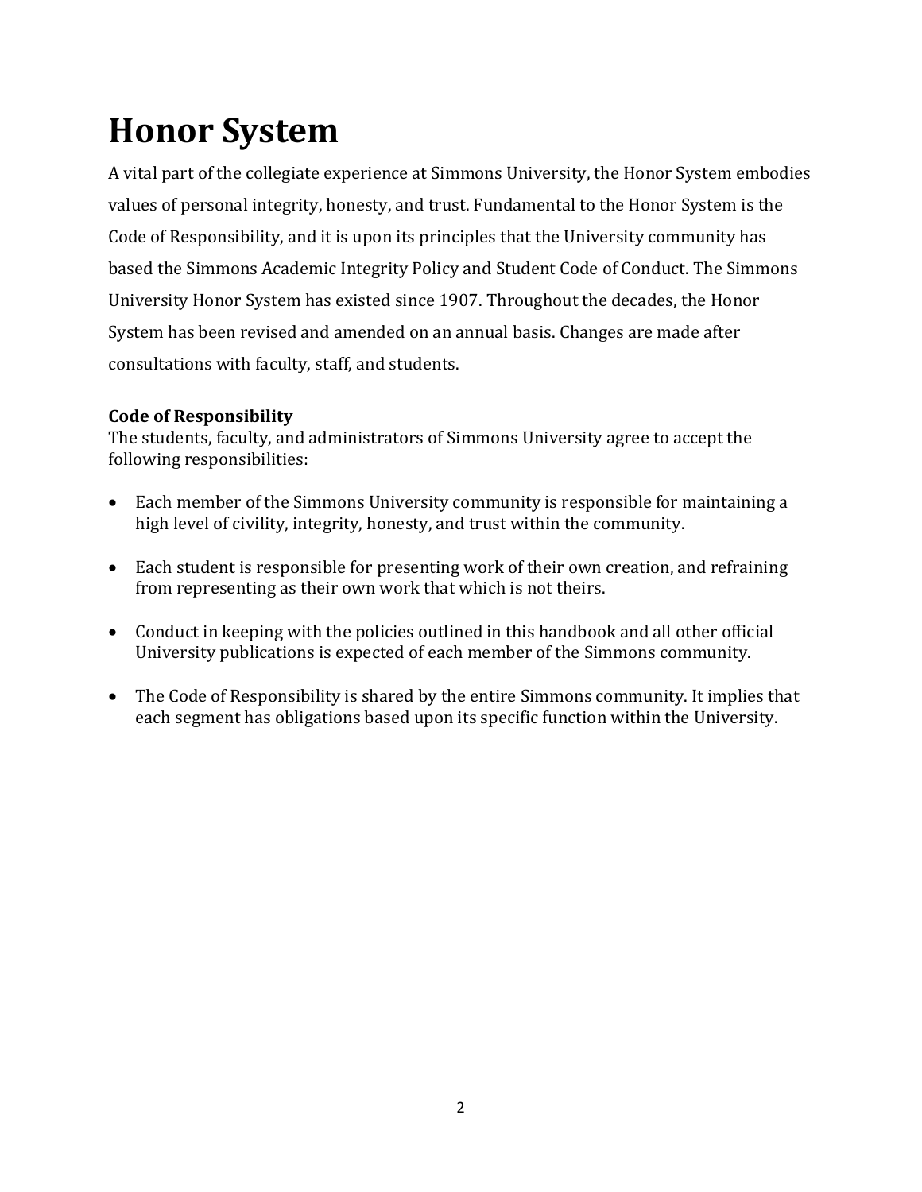# Honor System

A vital part of the collegiate experience at Simmons University, the Honor System embodies values of personal integrity, honesty, and trust. Fundamental to the Honor System is the Code of Responsibility, and it is upon its principles that the University community has based the Simmons Academic Integrity Policy and Student Code of Conduct. The Simmons University Honor System has existed since 1907. Throughout the decades, the Honor System has been revised and amended on an annual basis. Changes are made after consultations with faculty, staff, and students.

**Code of Responsibility**

The students, faculty, and administrators of Simmons University agree to accept the following responsibilities:

- Each member of the Simmons University community is responsible for maintaining a high level of civility, integrity, honesty, and trust within the community.

- Each student is responsible for presenting work of their own creation, and refraining from representing as their own work that which is not theirs.

- Conduct in keeping with the policies outlined in this handbook and all other official University publications is expected of each member of the Simmons community.

- The Code of Responsibility is shared by the entire Simmons community. It implies that each segment has obligations based upon its specific function within the University.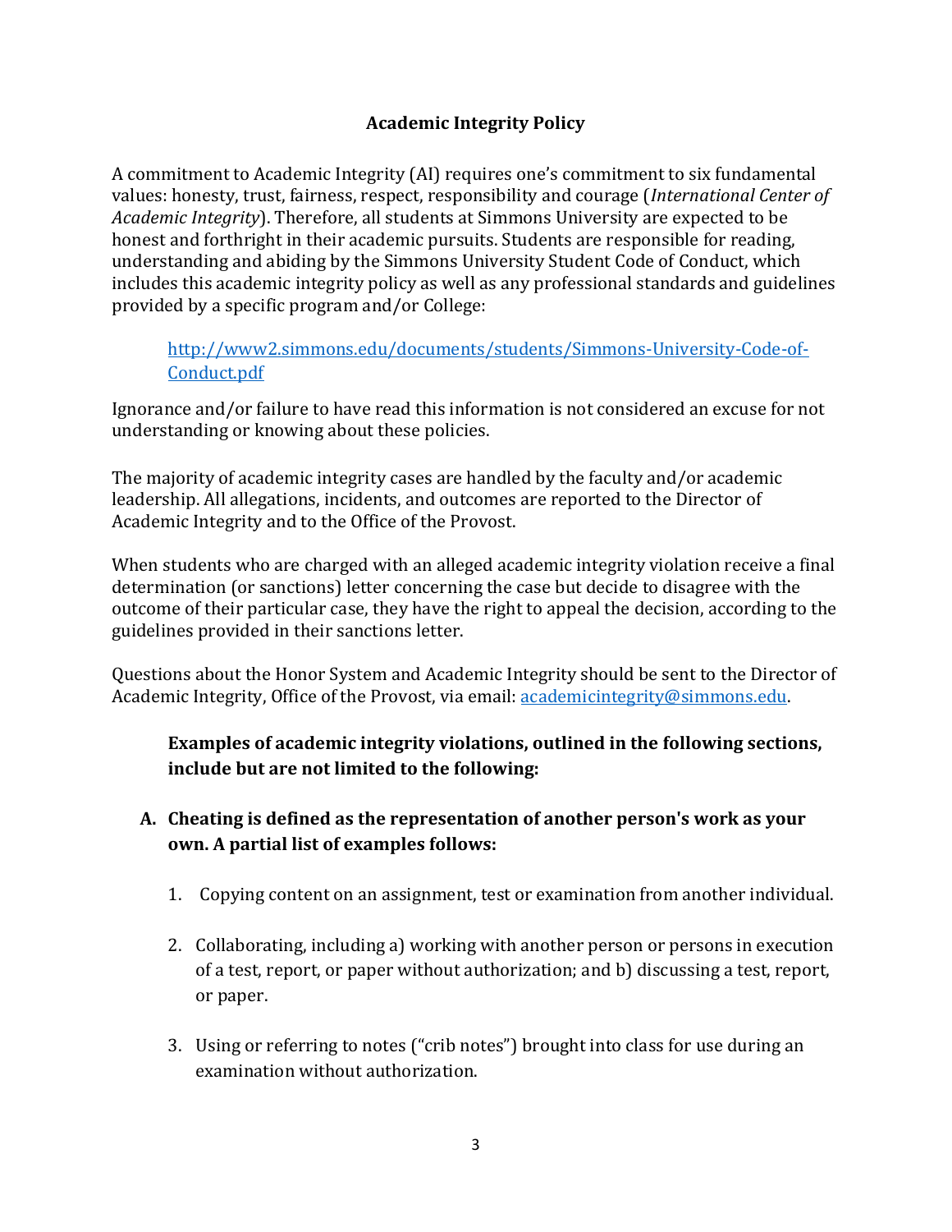# Academic Integrity Policy

A commitment to Academic Integrity (AI) requires one's commitment to six fundamental values: honesty, trust, fairness, respect, responsibility and courage (*International Center of Academic Integrity*). Therefore, all students at Simmons University are expected to be honest and forthright in their academic pursuits. Students are responsible for reading, understanding and abiding by the Simmons University Student Code of Conduct, which includes this academic integrity policy as well as any professional standards and guidelines provided by a specific program and/or College:

> [http://www2.simmons.edu/documents/students/Simmons-University-Code-of-Conduct.pdf](http://www2.simmons.edu/documents/students/Simmons-University-Code-of-Conduct.pdf)

Ignorance and/or failure to have read this information is not considered an excuse for not understanding or knowing about these policies.

The majority of academic integrity cases are handled by the faculty and/or academic leadership. All allegations, incidents, and outcomes are reported to the Director of Academic Integrity and to the Office of the Provost.

When students who are charged with an alleged academic integrity violation receive a final determination (or sanctions) letter concerning the case but decide to disagree with the outcome of their particular case, they have the right to appeal the decision, according to the guidelines provided in their sanctions letter.

Questions about the Honor System and Academic Integrity should be sent to the Director of Academic Integrity, Office of the Provost, via email: [academicintegrity@simmons.edu](mailto:academicintegrity@simmons.edu).

**Examples of academic integrity violations, outlined in the following sections, include but are not limited to the following:**

**A. Cheating is defined as the representation of another person's work as your own. A partial list of examples follows:**

1. Copying content on an assignment, test or examination from another individual.
2. Collaborating, including a) working with another person or persons in execution of a test, report, or paper without authorization; and b) discussing a test, report, or paper.
3. Using or referring to notes ("crib notes") brought into class for use during an examination without authorization.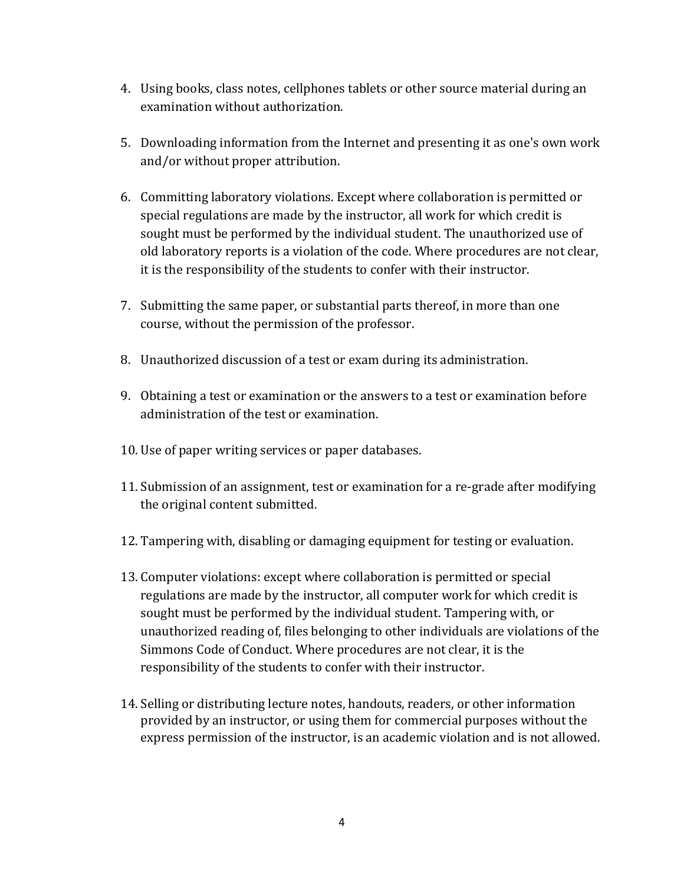4. Using books, class notes, cellphones tablets or other source material during an examination without authorization.

5. Downloading information from the Internet and presenting it as one's own work and/or without proper attribution.

6. Committing laboratory violations. Except where collaboration is permitted or special regulations are made by the instructor, all work for which credit is sought must be performed by the individual student. The unauthorized use of old laboratory reports is a violation of the code. Where procedures are not clear, it is the responsibility of the students to confer with their instructor.

7. Submitting the same paper, or substantial parts thereof, in more than one course, without the permission of the professor.

8. Unauthorized discussion of a test or exam during its administration.

9. Obtaining a test or examination or the answers to a test or examination before administration of the test or examination.

10. Use of paper writing services or paper databases.

11. Submission of an assignment, test or examination for a re-grade after modifying the original content submitted.

12. Tampering with, disabling or damaging equipment for testing or evaluation.

13. Computer violations: except where collaboration is permitted or special regulations are made by the instructor, all computer work for which credit is sought must be performed by the individual student. Tampering with, or unauthorized reading of, files belonging to other individuals are violations of the Simmons Code of Conduct. Where procedures are not clear, it is the responsibility of the students to confer with their instructor.

14. Selling or distributing lecture notes, handouts, readers, or other information provided by an instructor, or using them for commercial purposes without the express permission of the instructor, is an academic violation and is not allowed.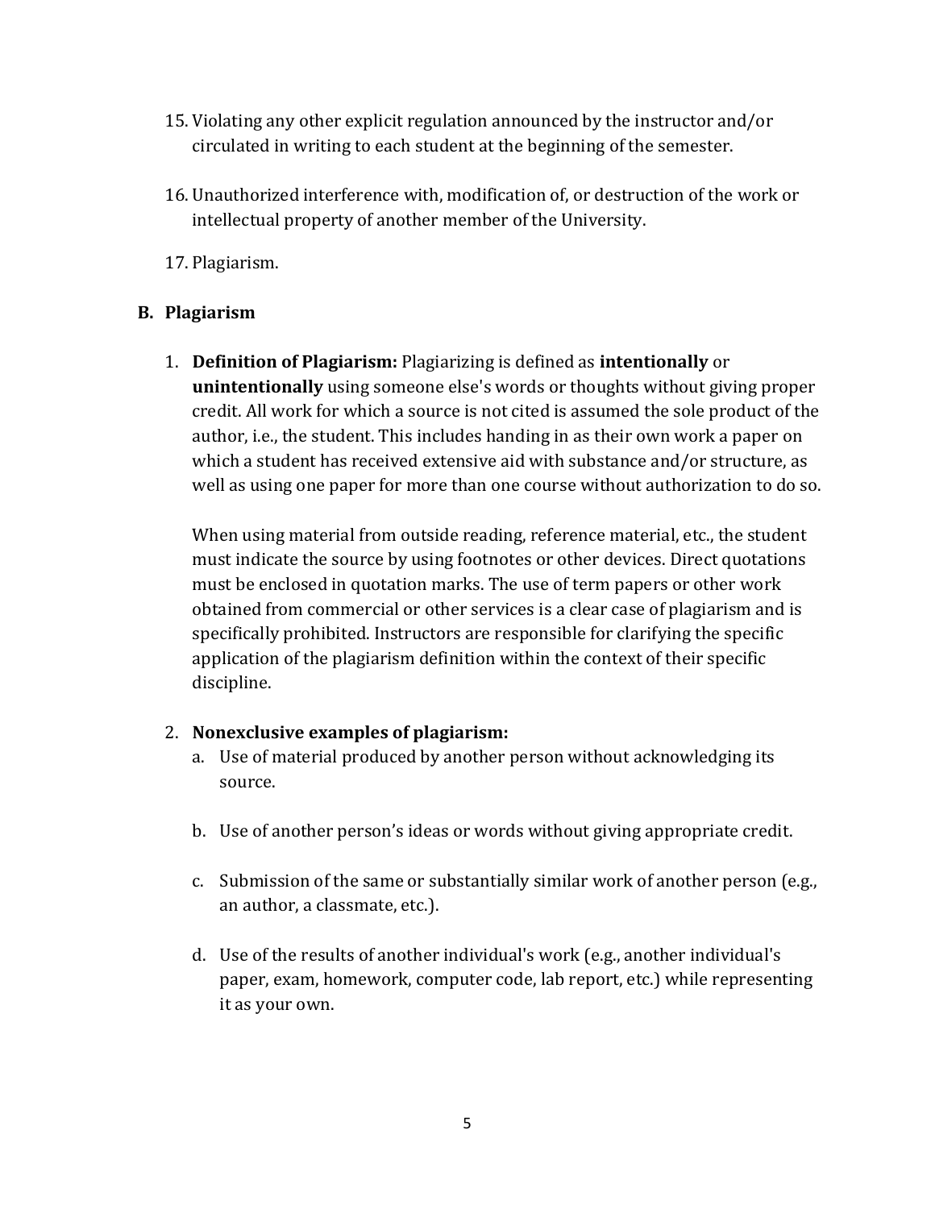15. Violating any other explicit regulation announced by the instructor and/or circulated in writing to each student at the beginning of the semester.

16. Unauthorized interference with, modification of, or destruction of the work or intellectual property of another member of the University.

17. Plagiarism.

### B. Plagiarism

1. **Definition of Plagiarism:** Plagiarizing is defined as **intentionally** or **unintentionally** using someone else's words or thoughts without giving proper credit. All work for which a source is not cited is assumed the sole product of the author, i.e., the student. This includes handing in as their own work a paper on which a student has received extensive aid with substance and/or structure, as well as using one paper for more than one course without authorization to do so.

   When using material from outside reading, reference material, etc., the student must indicate the source by using footnotes or other devices. Direct quotations must be enclosed in quotation marks. The use of term papers or other work obtained from commercial or other services is a clear case of plagiarism and is specifically prohibited. Instructors are responsible for clarifying the specific application of the plagiarism definition within the context of their specific discipline.

2. **Nonexclusive examples of plagiarism:**
   a. Use of material produced by another person without acknowledging its source.

   b. Use of another person's ideas or words without giving appropriate credit.

   c. Submission of the same or substantially similar work of another person (e.g., an author, a classmate, etc.).

   d. Use of the results of another individual's work (e.g., another individual's paper, exam, homework, computer code, lab report, etc.) while representing it as your own.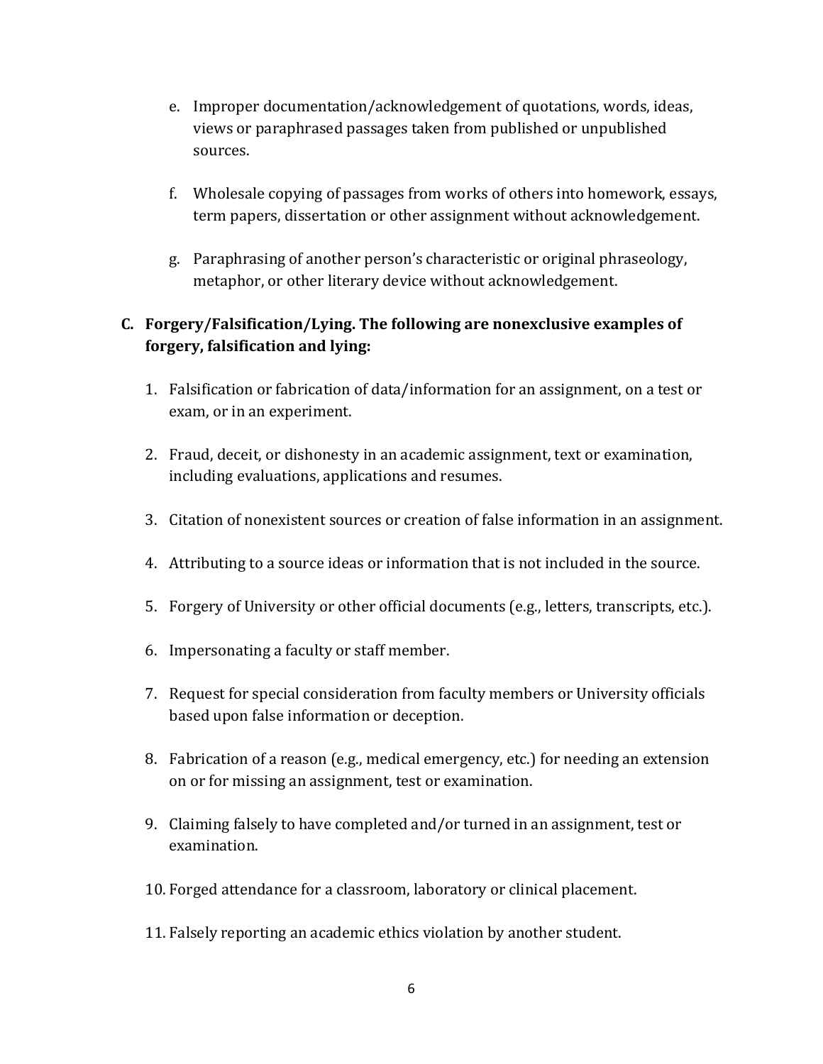e. Improper documentation/acknowledgement of quotations, words, ideas, views or paraphrased passages taken from published or unpublished sources.

f. Wholesale copying of passages from works of others into homework, essays, term papers, dissertation or other assignment without acknowledgement.

g. Paraphrasing of another person's characteristic or original phraseology, metaphor, or other literary device without acknowledgement.

**C. Forgery/Falsification/Lying. The following are nonexclusive examples of forgery, falsification and lying:**

1. Falsification or fabrication of data/information for an assignment, on a test or exam, or in an experiment.

2. Fraud, deceit, or dishonesty in an academic assignment, text or examination, including evaluations, applications and resumes.

3. Citation of nonexistent sources or creation of false information in an assignment.

4. Attributing to a source ideas or information that is not included in the source.

5. Forgery of University or other official documents (e.g., letters, transcripts, etc.).

6. Impersonating a faculty or staff member.

7. Request for special consideration from faculty members or University officials based upon false information or deception.

8. Fabrication of a reason (e.g., medical emergency, etc.) for needing an extension on or for missing an assignment, test or examination.

9. Claiming falsely to have completed and/or turned in an assignment, test or examination.

10. Forged attendance for a classroom, laboratory or clinical placement.

11. Falsely reporting an academic ethics violation by another student.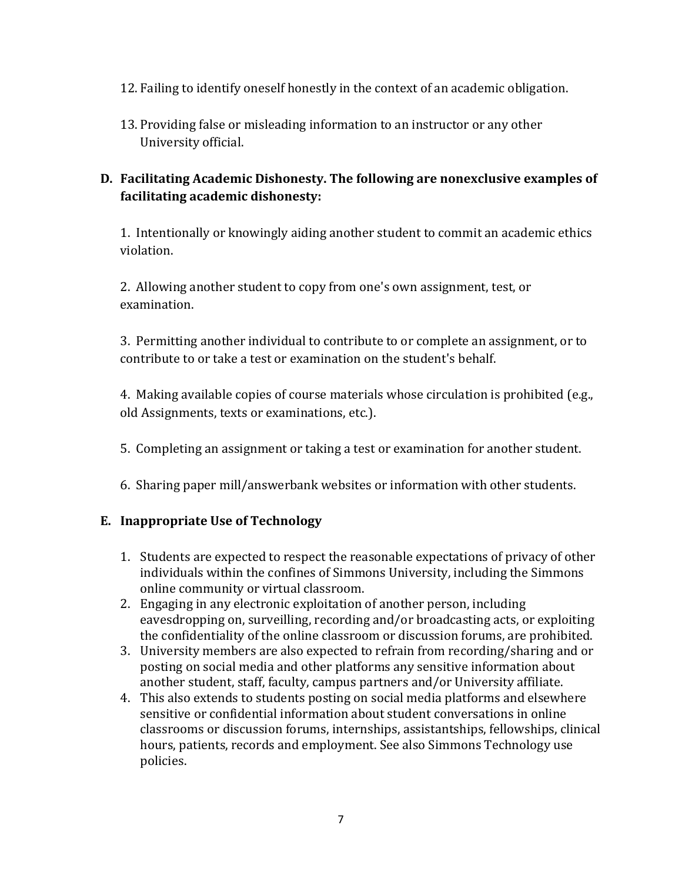12. Failing to identify oneself honestly in the context of an academic obligation.

13. Providing false or misleading information to an instructor or any other University official.

**D. Facilitating Academic Dishonesty. The following are nonexclusive examples of facilitating academic dishonesty:**

1. Intentionally or knowingly aiding another student to commit an academic ethics violation.

2. Allowing another student to copy from one's own assignment, test, or examination.

3. Permitting another individual to contribute to or complete an assignment, or to contribute to or take a test or examination on the student's behalf.

4. Making available copies of course materials whose circulation is prohibited (e.g., old Assignments, texts or examinations, etc.).

5. Completing an assignment or taking a test or examination for another student.

6. Sharing paper mill/answerbank websites or information with other students.

**E. Inappropriate Use of Technology**

1. Students are expected to respect the reasonable expectations of privacy of other individuals within the confines of Simmons University, including the Simmons online community or virtual classroom.
2. Engaging in any electronic exploitation of another person, including eavesdropping on, surveilling, recording and/or broadcasting acts, or exploiting the confidentiality of the online classroom or discussion forums, are prohibited.
3. University members are also expected to refrain from recording/sharing and or posting on social media and other platforms any sensitive information about another student, staff, faculty, campus partners and/or University affiliate.
4. This also extends to students posting on social media platforms and elsewhere sensitive or confidential information about student conversations in online classrooms or discussion forums, internships, assistantships, fellowships, clinical hours, patients, records and employment. See also Simmons Technology use policies.